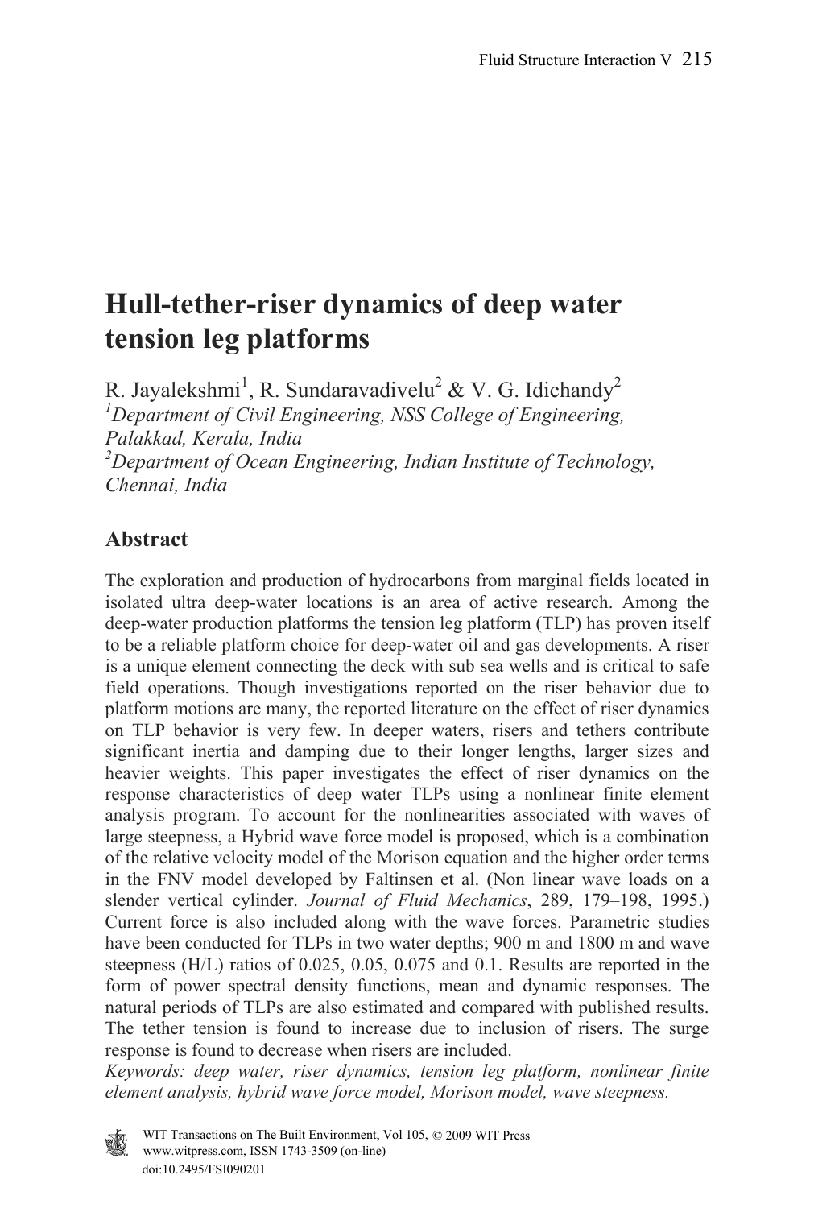# Hull-tether-riser dynamics of deep water tension leg platforms

R. Jayalekshmi[1], R. Sundaravadivelu[2] & V. G. Idichandy[2]

[1]*Department of Civil Engineering, NSS College of Engineering, Palakkad, Kerala, India*

[2]*Department of Ocean Engineering, Indian Institute of Technology, Chennai, India*

## Abstract

The exploration and production of hydrocarbons from marginal fields located in isolated ultra deep-water locations is an area of active research. Among the deep-water production platforms the tension leg platform (TLP) has proven itself to be a reliable platform choice for deep-water oil and gas developments. A riser is a unique element connecting the deck with sub sea wells and is critical to safe field operations. Though investigations reported on the riser behavior due to platform motions are many, the reported literature on the effect of riser dynamics on TLP behavior is very few. In deeper waters, risers and tethers contribute significant inertia and damping due to their longer lengths, larger sizes and heavier weights. This paper investigates the effect of riser dynamics on the response characteristics of deep water TLPs using a nonlinear finite element analysis program. To account for the nonlinearities associated with waves of large steepness, a Hybrid wave force model is proposed, which is a combination of the relative velocity model of the Morison equation and the higher order terms in the FNV model developed by Faltinsen et al. (Non linear wave loads on a slender vertical cylinder. *Journal of Fluid Mechanics*, 289, 179–198, 1995.) Current force is also included along with the wave forces. Parametric studies have been conducted for TLPs in two water depths; 900 m and 1800 m and wave steepness (H/L) ratios of 0.025, 0.05, 0.075 and 0.1. Results are reported in the form of power spectral density functions, mean and dynamic responses. The natural periods of TLPs are also estimated and compared with published results. The tether tension is found to increase due to inclusion of risers. The surge response is found to decrease when risers are included.

*Keywords: deep water, riser dynamics, tension leg platform, nonlinear finite element analysis, hybrid wave force model, Morison model, wave steepness.*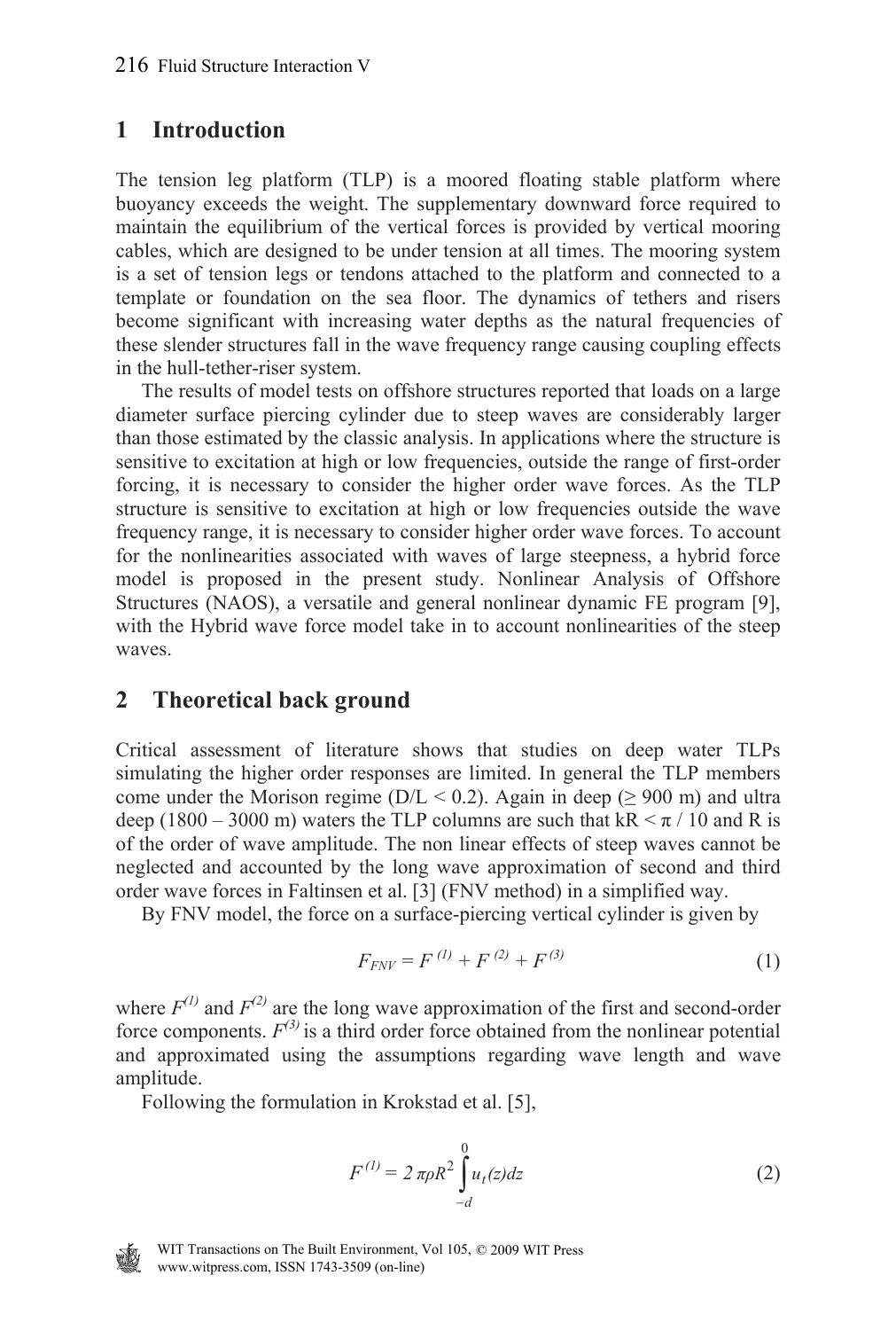## 1 Introduction

The tension leg platform (TLP) is a moored floating stable platform where buoyancy exceeds the weight. The supplementary downward force required to maintain the equilibrium of the vertical forces is provided by vertical mooring cables, which are designed to be under tension at all times. The mooring system is a set of tension legs or tendons attached to the platform and connected to a template or foundation on the sea floor. The dynamics of tethers and risers become significant with increasing water depths as the natural frequencies of these slender structures fall in the wave frequency range causing coupling effects in the hull-tether-riser system.

The results of model tests on offshore structures reported that loads on a large diameter surface piercing cylinder due to steep waves are considerably larger than those estimated by the classic analysis. In applications where the structure is sensitive to excitation at high or low frequencies, outside the range of first-order forcing, it is necessary to consider the higher order wave forces. As the TLP structure is sensitive to excitation at high or low frequencies outside the wave frequency range, it is necessary to consider higher order wave forces. To account for the nonlinearities associated with waves of large steepness, a hybrid force model is proposed in the present study. Nonlinear Analysis of Offshore Structures (NAOS), a versatile and general nonlinear dynamic FE program [9], with the Hybrid wave force model take in to account nonlinearities of the steep waves.

## 2 Theoretical back ground

Critical assessment of literature shows that studies on deep water TLPs simulating the higher order responses are limited. In general the TLP members come under the Morison regime ($D/L < 0.2$). Again in deep ($\geq$ 900 m) and ultra deep (1800 – 3000 m) waters the TLP columns are such that $kR < \pi / 10$ and R is of the order of wave amplitude. The non linear effects of steep waves cannot be neglected and accounted by the long wave approximation of second and third order wave forces in Faltinsen et al. [3] (FNV method) in a simplified way.

By FNV model, the force on a surface-piercing vertical cylinder is given by

$$F_{FNV} = F^{(1)} + F^{(2)} + F^{(3)} \tag{1}$$

where $F^{(1)}$ and $F^{(2)}$ are the long wave approximation of the first and second-order force components. $F^{(3)}$ is a third order force obtained from the nonlinear potential and approximated using the assumptions regarding wave length and wave amplitude.

Following the formulation in Krokstad et al. [5],

$$F^{(1)} = 2\,\pi\rho R^2 \int_{-d}^{0} u_t(z)dz \tag{2}$$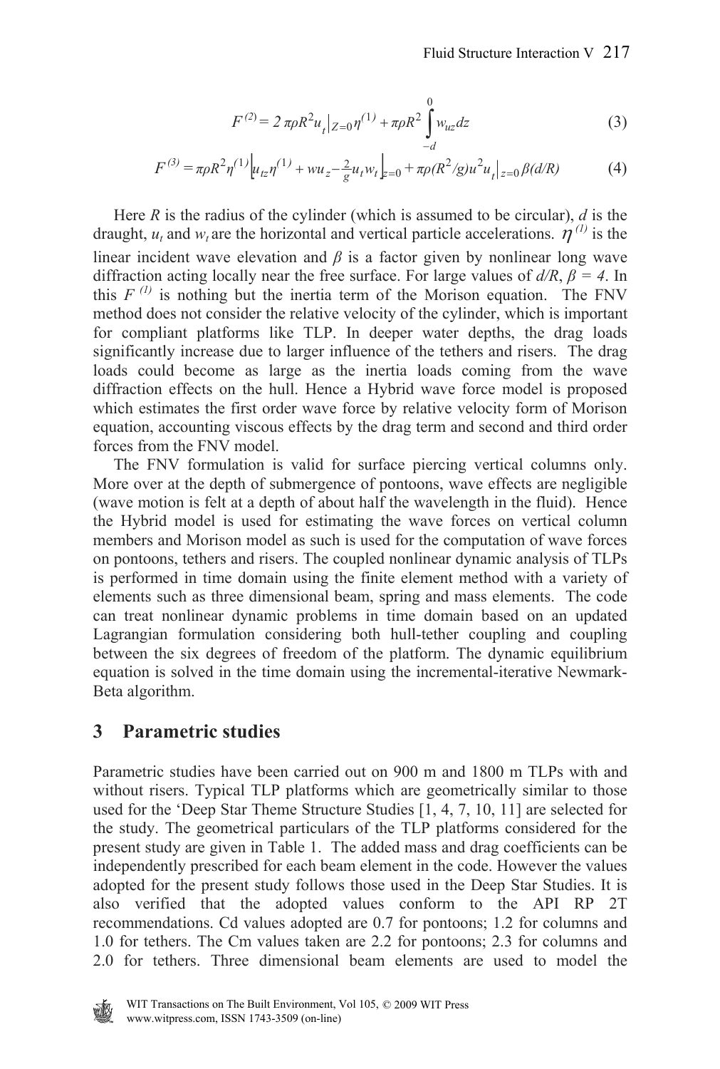$$F^{(2)} = 2\,\pi\rho R^2 u_t\big|_{Z=0}\eta^{(1)} + \pi\rho R^2 \int_{-d}^{0} w_{uz}\,dz \tag{3}$$

$$F^{(3)} = \pi\rho R^2 \eta^{(1)}\Big[u_{tz}\eta^{(1)} + wu_z - \tfrac{2}{g}u_t w_t\Big]_{z=0} + \pi\rho (R^2/g) u^2 u_t\big|_{z=0}\,\beta(d/R) \tag{4}$$

Here $R$ is the radius of the cylinder (which is assumed to be circular), $d$ is the draught, $u_t$ and $w_t$ are the horizontal and vertical particle accelerations. $\eta^{(1)}$ is the linear incident wave elevation and $\beta$ is a factor given by nonlinear long wave diffraction acting locally near the free surface. For large values of $d/R$, $\beta = 4$. In this $F^{(1)}$ is nothing but the inertia term of the Morison equation. The FNV method does not consider the relative velocity of the cylinder, which is important for compliant platforms like TLP. In deeper water depths, the drag loads significantly increase due to larger influence of the tethers and risers. The drag loads could become as large as the inertia loads coming from the wave diffraction effects on the hull. Hence a Hybrid wave force model is proposed which estimates the first order wave force by relative velocity form of Morison equation, accounting viscous effects by the drag term and second and third order forces from the FNV model.

The FNV formulation is valid for surface piercing vertical columns only. More over at the depth of submergence of pontoons, wave effects are negligible (wave motion is felt at a depth of about half the wavelength in the fluid). Hence the Hybrid model is used for estimating the wave forces on vertical column members and Morison model as such is used for the computation of wave forces on pontoons, tethers and risers. The coupled nonlinear dynamic analysis of TLPs is performed in time domain using the finite element method with a variety of elements such as three dimensional beam, spring and mass elements. The code can treat nonlinear dynamic problems in time domain based on an updated Lagrangian formulation considering both hull-tether coupling and coupling between the six degrees of freedom of the platform. The dynamic equilibrium equation is solved in the time domain using the incremental-iterative Newmark-Beta algorithm.

## 3 Parametric studies

Parametric studies have been carried out on 900 m and 1800 m TLPs with and without risers. Typical TLP platforms which are geometrically similar to those used for the 'Deep Star Theme Structure Studies [1, 4, 7, 10, 11] are selected for the study. The geometrical particulars of the TLP platforms considered for the present study are given in Table 1. The added mass and drag coefficients can be independently prescribed for each beam element in the code. However the values adopted for the present study follows those used in the Deep Star Studies. It is also verified that the adopted values conform to the API RP 2T recommendations. Cd values adopted are 0.7 for pontoons; 1.2 for columns and 1.0 for tethers. The Cm values taken are 2.2 for pontoons; 2.3 for columns and 2.0 for tethers. Three dimensional beam elements are used to model the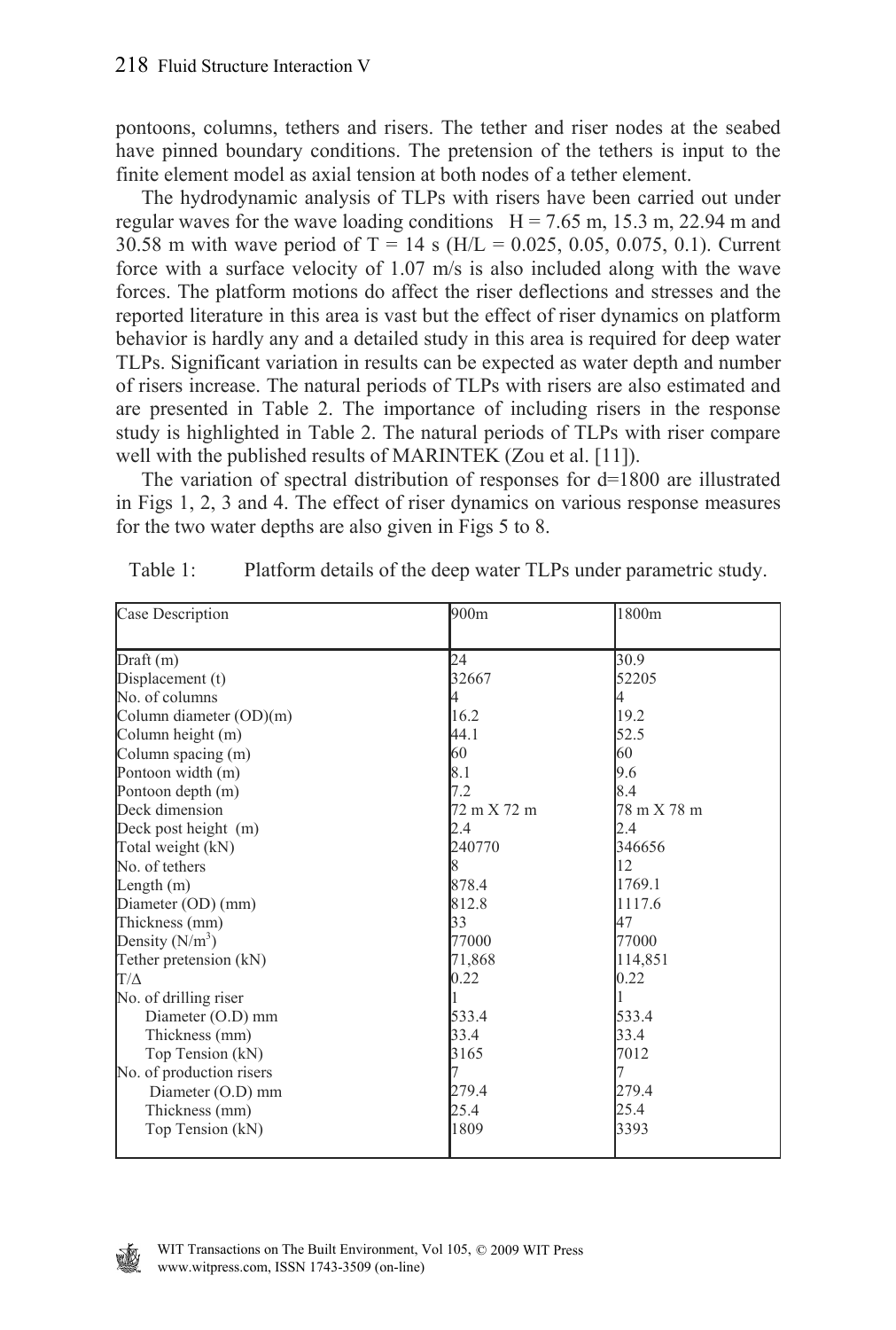pontoons, columns, tethers and risers. The tether and riser nodes at the seabed have pinned boundary conditions. The pretension of the tethers is input to the finite element model as axial tension at both nodes of a tether element.

The hydrodynamic analysis of TLPs with risers have been carried out under regular waves for the wave loading conditions $H = 7.65$ m, 15.3 m, 22.94 m and 30.58 m with wave period of $T = 14$ s ($H/L = 0.025, 0.05, 0.075, 0.1$). Current force with a surface velocity of 1.07 m/s is also included along with the wave forces. The platform motions do affect the riser deflections and stresses and the reported literature in this area is vast but the effect of riser dynamics on platform behavior is hardly any and a detailed study in this area is required for deep water TLPs. Significant variation in results can be expected as water depth and number of risers increase. The natural periods of TLPs with risers are also estimated and are presented in Table 2. The importance of including risers in the response study is highlighted in Table 2. The natural periods of TLPs with riser compare well with the published results of MARINTEK (Zou et al. [11]).

The variation of spectral distribution of responses for d=1800 are illustrated in Figs 1, 2, 3 and 4. The effect of riser dynamics on various response measures for the two water depths are also given in Figs 5 to 8.

Table 1: Platform details of the deep water TLPs under parametric study.

| Case Description | 900m | 1800m |
|---|---|---|
| Draft (m) | 24 | 30.9 |
| Displacement (t) | 32667 | 52205 |
| No. of columns | 4 | 4 |
| Column diameter (OD)(m) | 16.2 | 19.2 |
| Column height (m) | 44.1 | 52.5 |
| Column spacing (m) | 60 | 60 |
| Pontoon width (m) | 8.1 | 9.6 |
| Pontoon depth (m) | 7.2 | 8.4 |
| Deck dimension | 72 m X 72 m | 78 m X 78 m |
| Deck post height (m) | 2.4 | 2.4 |
| Total weight (kN) | 240770 | 346656 |
| No. of tethers | 8 | 12 |
| Length (m) | 878.4 | 1769.1 |
| Diameter (OD) (mm) | 812.8 | 1117.6 |
| Thickness (mm) | 33 | 47 |
| Density (N/m$^3$) | 77000 | 77000 |
| Tether pretension (kN) | 71,868 | 114,851 |
| $T/\Delta$ | 0.22 | 0.22 |
| No. of drilling riser | 1 | 1 |
| Diameter (O.D) mm | 533.4 | 533.4 |
| Thickness (mm) | 33.4 | 33.4 |
| Top Tension (kN) | 3165 | 7012 |
| No. of production risers | 7 | 7 |
| Diameter (O.D) mm | 279.4 | 279.4 |
| Thickness (mm) | 25.4 | 25.4 |
| Top Tension (kN) | 1809 | 3393 |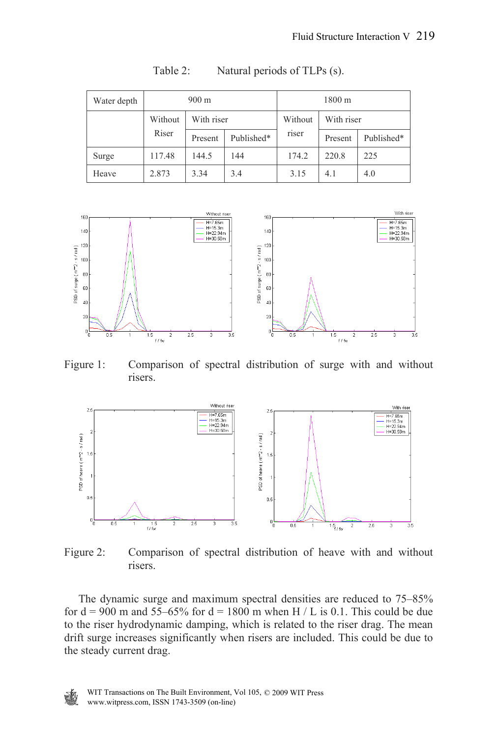Table 2: Natural periods of TLPs (s).

| Water depth | 900 m | | | 1800 m | | |
|---|---|---|---|---|---|---|
| | Without Riser | With riser | | Without riser | With riser | |
| | | Present | Published* | | Present | Published* |
| Surge | 117.48 | 144.5 | 144 | 174.2 | 220.8 | 225 |
| Heave | 2.873 | 3.34 | 3.4 | 3.15 | 4.1 | 4.0 |

Figure 1: Comparison of spectral distribution of surge with and without risers.

Figure 2: Comparison of spectral distribution of heave with and without risers.

The dynamic surge and maximum spectral densities are reduced to 75–85% for d = 900 m and 55–65% for d = 1800 m when H / L is 0.1. This could be due to the riser hydrodynamic damping, which is related to the riser drag. The mean drift surge increases significantly when risers are included. This could be due to the steady current drag.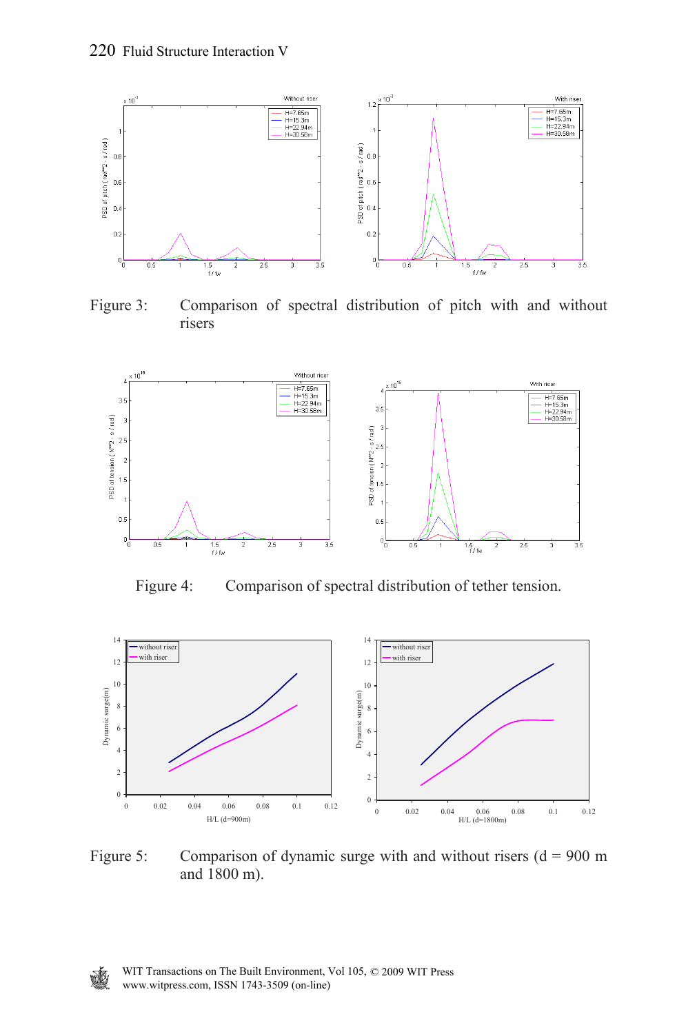Figure 3: Comparison of spectral distribution of pitch with and without risers

Figure 4: Comparison of spectral distribution of tether tension.

Figure 5: Comparison of dynamic surge with and without risers (d = 900 m and 1800 m).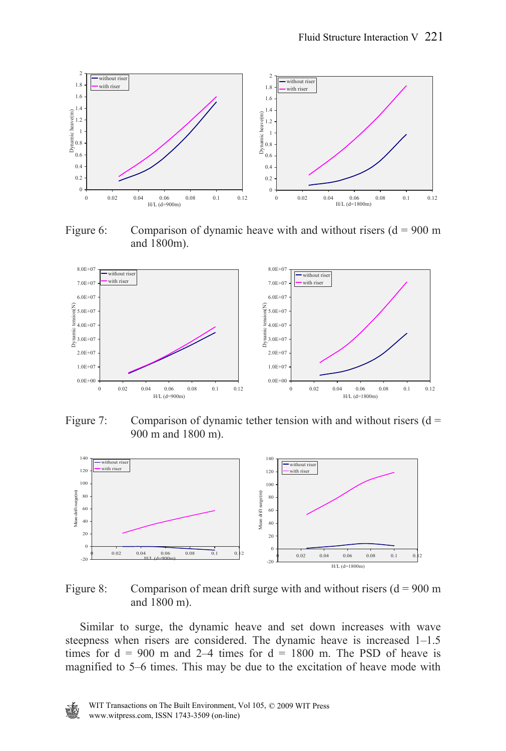Figure 6: Comparison of dynamic heave with and without risers (d = 900 m and 1800m).

Figure 7: Comparison of dynamic tether tension with and without risers (d = 900 m and 1800 m).

Figure 8: Comparison of mean drift surge with and without risers (d = 900 m and 1800 m).

Similar to surge, the dynamic heave and set down increases with wave steepness when risers are considered. The dynamic heave is increased 1–1.5 times for d = 900 m and 2–4 times for d = 1800 m. The PSD of heave is magnified to 5–6 times. This may be due to the excitation of heave mode with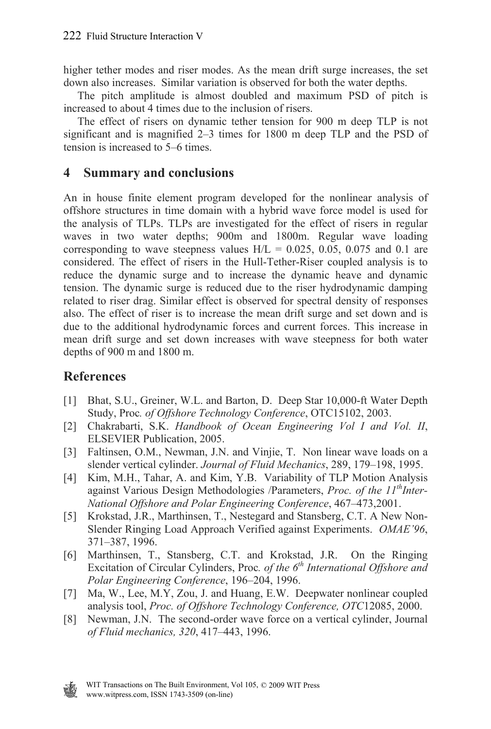higher tether modes and riser modes. As the mean drift surge increases, the set down also increases. Similar variation is observed for both the water depths.

The pitch amplitude is almost doubled and maximum PSD of pitch is increased to about 4 times due to the inclusion of risers.

The effect of risers on dynamic tether tension for 900 m deep TLP is not significant and is magnified 2–3 times for 1800 m deep TLP and the PSD of tension is increased to 5–6 times.

## 4 Summary and conclusions

An in house finite element program developed for the nonlinear analysis of offshore structures in time domain with a hybrid wave force model is used for the analysis of TLPs. TLPs are investigated for the effect of risers in regular waves in two water depths; 900m and 1800m. Regular wave loading corresponding to wave steepness values H/L = 0.025, 0.05, 0.075 and 0.1 are considered. The effect of risers in the Hull-Tether-Riser coupled analysis is to reduce the dynamic surge and to increase the dynamic heave and dynamic tension. The dynamic surge is reduced due to the riser hydrodynamic damping related to riser drag. Similar effect is observed for spectral density of responses also. The effect of riser is to increase the mean drift surge and set down and is due to the additional hydrodynamic forces and current forces. This increase in mean drift surge and set down increases with wave steepness for both water depths of 900 m and 1800 m.

## References

[1] Bhat, S.U., Greiner, W.L. and Barton, D. Deep Star 10,000-ft Water Depth Study, Proc*. of Offshore Technology Conference*, OTC15102, 2003.

[2] Chakrabarti, S.K. *Handbook of Ocean Engineering Vol I and Vol. II*, ELSEVIER Publication, 2005.

[3] Faltinsen, O.M., Newman, J.N. and Vinjie, T. Non linear wave loads on a slender vertical cylinder. *Journal of Fluid Mechanics*, 289, 179–198, 1995.

[4] Kim, M.H., Tahar, A. and Kim, Y.B. Variability of TLP Motion Analysis against Various Design Methodologies /Parameters, *Proc. of the 11th Inter-National Offshore and Polar Engineering Conference*, 467–473,2001.

[5] Krokstad, J.R., Marthinsen, T., Nestegard and Stansberg, C.T. A New Non-Slender Ringing Load Approach Verified against Experiments. *OMAE'96*, 371–387, 1996.

[6] Marthinsen, T., Stansberg, C.T. and Krokstad, J.R. On the Ringing Excitation of Circular Cylinders, Proc*. of the 6th International Offshore and Polar Engineering Conference*, 196–204, 1996.

[7] Ma, W., Lee, M.Y, Zou, J. and Huang, E.W. Deepwater nonlinear coupled analysis tool, *Proc. of Offshore Technology Conference, OTC*12085, 2000.

[8] Newman, J.N. The second-order wave force on a vertical cylinder, Journal *of Fluid mechanics, 320*, 417–443, 1996.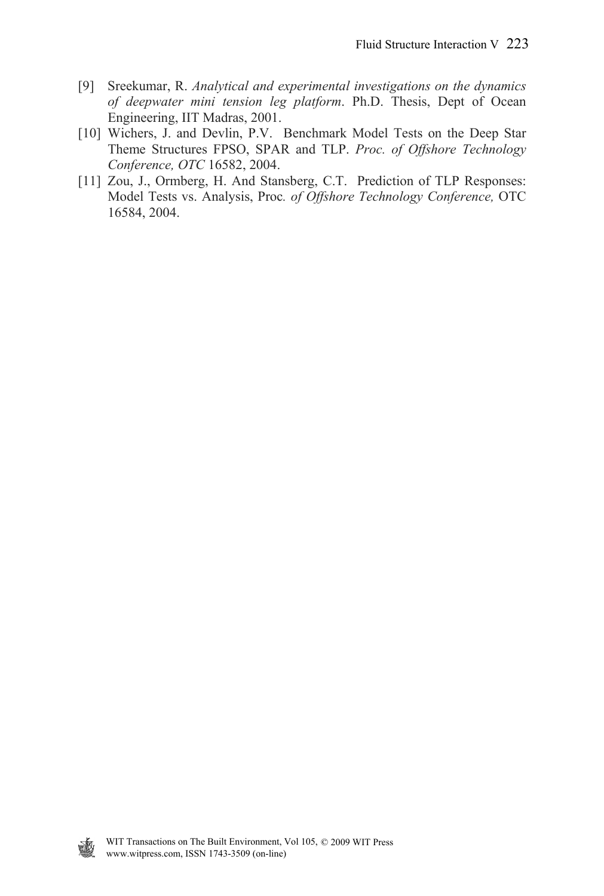[9] Sreekumar, R. *Analytical and experimental investigations on the dynamics of deepwater mini tension leg platform*. Ph.D. Thesis, Dept of Ocean Engineering, IIT Madras, 2001.

[10] Wichers, J. and Devlin, P.V. Benchmark Model Tests on the Deep Star Theme Structures FPSO, SPAR and TLP. *Proc. of Offshore Technology Conference, OTC* 16582, 2004.

[11] Zou, J., Ormberg, H. And Stansberg, C.T. Prediction of TLP Responses: Model Tests vs. Analysis, Proc*. of Offshore Technology Conference,* OTC 16584, 2004.